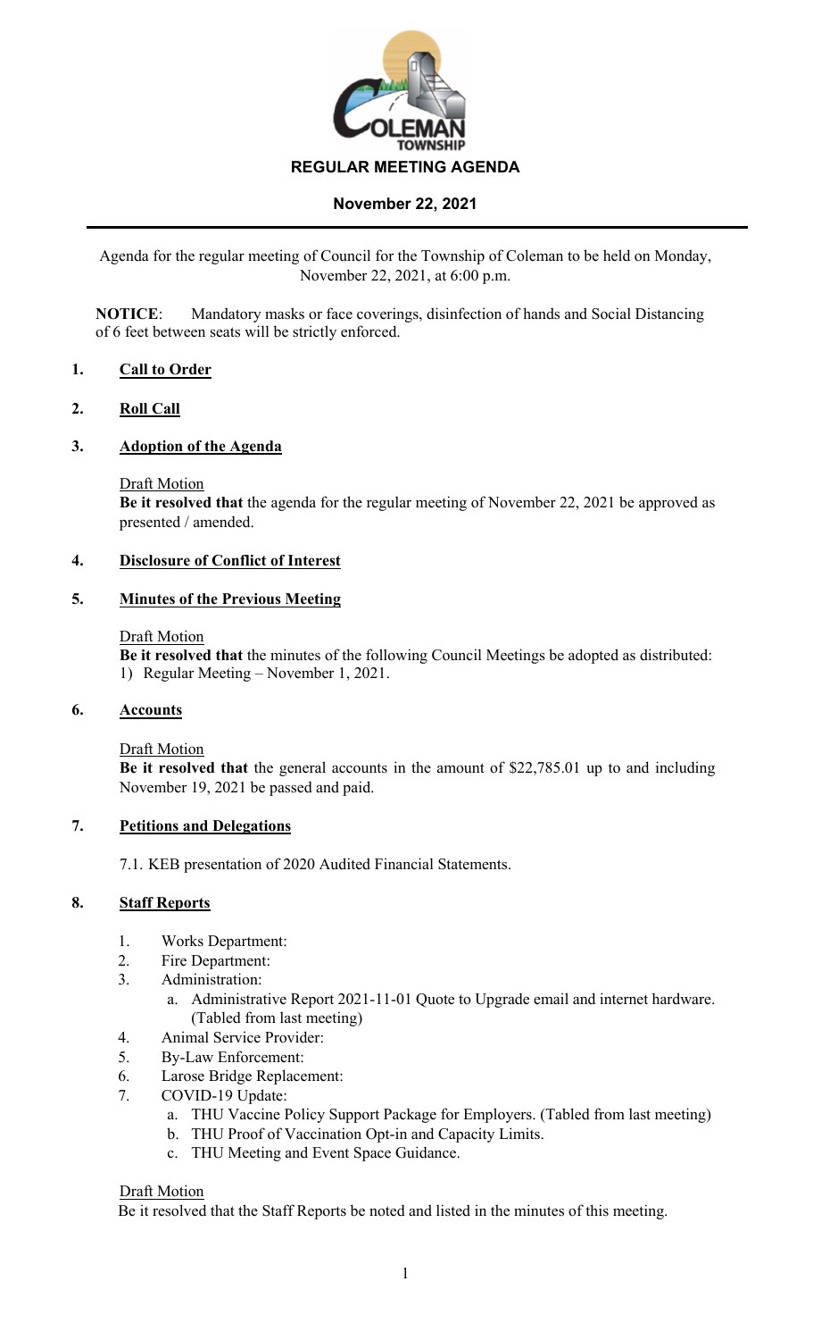# REGULAR MEETING AGENDA

## November 22, 2021

Agenda for the regular meeting of Council for the Township of Coleman to be held on Monday, November 22, 2021, at 6:00 p.m.

**NOTICE**: Mandatory masks or face coverings, disinfection of hands and Social Distancing of 6 feet between seats will be strictly enforced.

### 1. Call to Order

### 2. Roll Call

### 3. Adoption of the Agenda

Draft Motion
**Be it resolved that** the agenda for the regular meeting of November 22, 2021 be approved as presented / amended.

### 4. Disclosure of Conflict of Interest

### 5. Minutes of the Previous Meeting

Draft Motion
**Be it resolved that** the minutes of the following Council Meetings be adopted as distributed:
1) Regular Meeting – November 1, 2021.

### 6. Accounts

Draft Motion
**Be it resolved that** the general accounts in the amount of $22,785.01 up to and including November 19, 2021 be passed and paid.

### 7. Petitions and Delegations

7.1. KEB presentation of 2020 Audited Financial Statements.

### 8. Staff Reports

1. Works Department:
2. Fire Department:
3. Administration:
   a. Administrative Report 2021-11-01 Quote to Upgrade email and internet hardware. (Tabled from last meeting)
4. Animal Service Provider:
5. By-Law Enforcement:
6. Larose Bridge Replacement:
7. COVID-19 Update:
   a. THU Vaccine Policy Support Package for Employers. (Tabled from last meeting)
   b. THU Proof of Vaccination Opt-in and Capacity Limits.
   c. THU Meeting and Event Space Guidance.

Draft Motion
Be it resolved that the Staff Reports be noted and listed in the minutes of this meeting.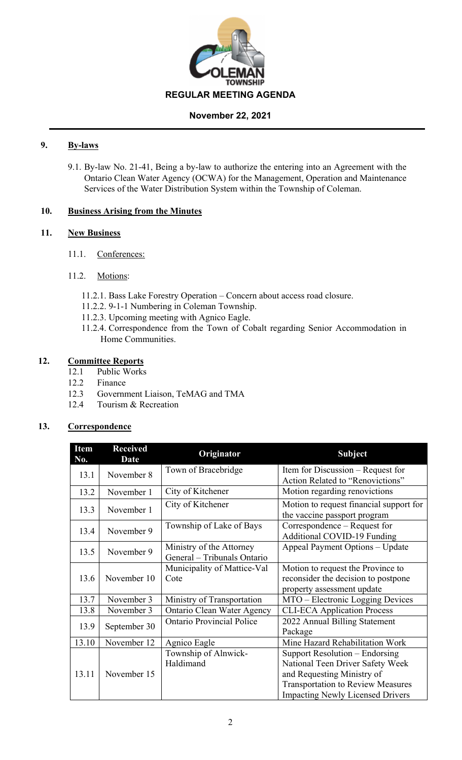# REGULAR MEETING AGENDA

**November 22, 2021**

## 9. By-laws

9.1. By-law No. 21-41, Being a by-law to authorize the entering into an Agreement with the Ontario Clean Water Agency (OCWA) for the Management, Operation and Maintenance Services of the Water Distribution System within the Township of Coleman.

## 10. Business Arising from the Minutes

## 11. New Business

11.1. Conferences:

11.2. Motions:

11.2.1. Bass Lake Forestry Operation – Concern about access road closure.
11.2.2. 9-1-1 Numbering in Coleman Township.
11.2.3. Upcoming meeting with Agnico Eagle.
11.2.4. Correspondence from the Town of Cobalt regarding Senior Accommodation in Home Communities.

## 12. Committee Reports

12.1 Public Works
12.2 Finance
12.3 Government Liaison, TeMAG and TMA
12.4 Tourism & Recreation

## 13. Correspondence

| Item No. | Received Date | Originator | Subject |
|---|---|---|---|
| 13.1 | November 8 | Town of Bracebridge | Item for Discussion – Request for Action Related to "Renovictions" |
| 13.2 | November 1 | City of Kitchener | Motion regarding renovictions |
| 13.3 | November 1 | City of Kitchener | Motion to request financial support for the vaccine passport program |
| 13.4 | November 9 | Township of Lake of Bays | Correspondence – Request for Additional COVID-19 Funding |
| 13.5 | November 9 | Ministry of the Attorney General – Tribunals Ontario | Appeal Payment Options – Update |
| 13.6 | November 10 | Municipality of Mattice-Val Cote | Motion to request the Province to reconsider the decision to postpone property assessment update |
| 13.7 | November 3 | Ministry of Transportation | MTO – Electronic Logging Devices |
| 13.8 | November 3 | Ontario Clean Water Agency | CLI-ECA Application Process |
| 13.9 | September 30 | Ontario Provincial Police | 2022 Annual Billing Statement Package |
| 13.10 | November 12 | Agnico Eagle | Mine Hazard Rehabilitation Work |
| 13.11 | November 15 | Township of Alnwick-Haldimand | Support Resolution – Endorsing National Teen Driver Safety Week and Requesting Ministry of Transportation to Review Measures Impacting Newly Licensed Drivers |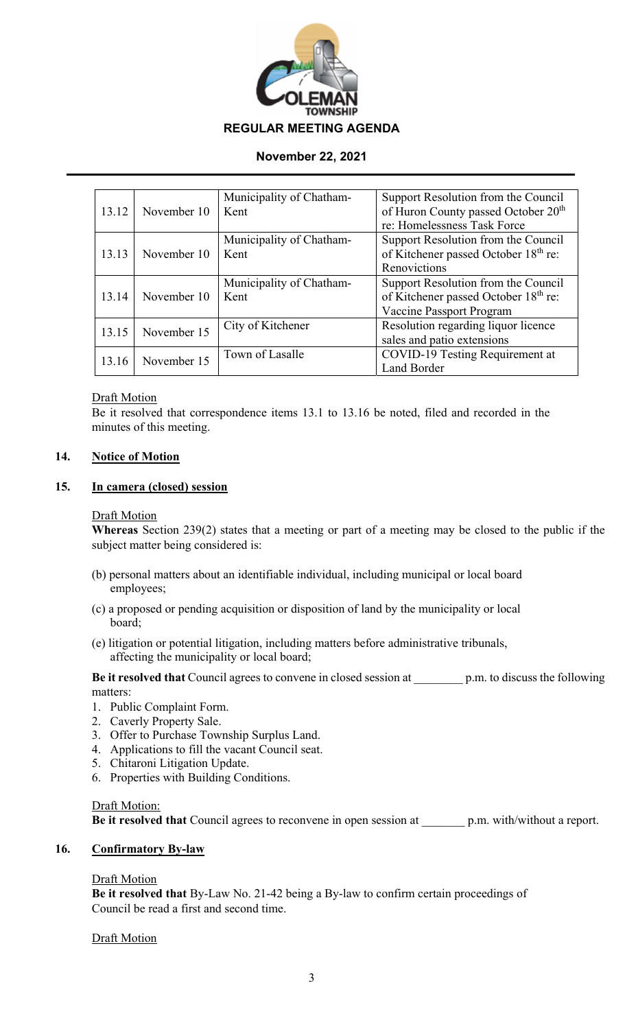| 13.12 | November 10 | Municipality of Chatham-Kent | Support Resolution from the Council of Huron County passed October 20th re: Homelessness Task Force |
|---|---|---|---|
| 13.13 | November 10 | Municipality of Chatham-Kent | Support Resolution from the Council of Kitchener passed October 18th re: Renovictions |
| 13.14 | November 10 | Municipality of Chatham-Kent | Support Resolution from the Council of Kitchener passed October 18th re: Vaccine Passport Program |
| 13.15 | November 15 | City of Kitchener | Resolution regarding liquor licence sales and patio extensions |
| 13.16 | November 15 | Town of Lasalle | COVID-19 Testing Requirement at Land Border |

Draft Motion

Be it resolved that correspondence items 13.1 to 13.16 be noted, filed and recorded in the minutes of this meeting.

## 14. Notice of Motion

## 15. In camera (closed) session

Draft Motion

**Whereas** Section 239(2) states that a meeting or part of a meeting may be closed to the public if the subject matter being considered is:

(b) personal matters about an identifiable individual, including municipal or local board employees;

(c) a proposed or pending acquisition or disposition of land by the municipality or local board;

(e) litigation or potential litigation, including matters before administrative tribunals, affecting the municipality or local board;

**Be it resolved that** Council agrees to convene in closed session at ________ p.m. to discuss the following matters:

1. Public Complaint Form.
2. Caverly Property Sale.
3. Offer to Purchase Township Surplus Land.
4. Applications to fill the vacant Council seat.
5. Chitaroni Litigation Update.
6. Properties with Building Conditions.

Draft Motion:

**Be it resolved that** Council agrees to reconvene in open session at _______ p.m. with/without a report.

## 16. Confirmatory By-law

Draft Motion

**Be it resolved that** By-Law No. 21-42 being a By-law to confirm certain proceedings of Council be read a first and second time.

Draft Motion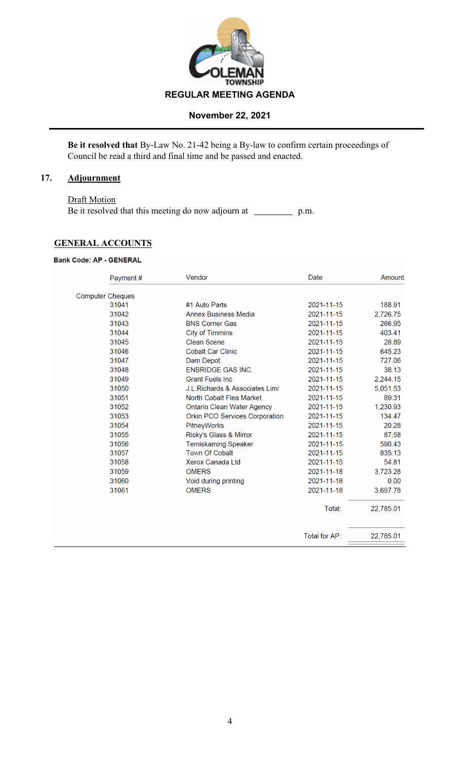**REGULAR MEETING AGENDA**

**November 22, 2021**

**Be it resolved that** By-Law No. 21-42 being a By-law to confirm certain proceedings of Council be read a third and final time and be passed and enacted.

## 17. Adjournment

Draft Motion
Be it resolved that this meeting do now adjourn at ________ p.m.

## GENERAL ACCOUNTS

**Bank Code: AP - GENERAL**

| Payment # | Vendor | Date | Amount |
|---|---|---|---|
| Computer Cheques | | | |
| 31041 | #1 Auto Parts | 2021-11-15 | 188.91 |
| 31042 | Annex Business Media | 2021-11-15 | 2,726.75 |
| 31043 | BNS Corner Gas | 2021-11-15 | 266.95 |
| 31044 | City of Timmins | 2021-11-15 | 403.41 |
| 31045 | Clean Scene | 2021-11-15 | 28.89 |
| 31046 | Cobalt Car Clinic | 2021-11-15 | 645.23 |
| 31047 | Dam Depot | 2021-11-15 | 727.06 |
| 31048 | ENBRIDGE GAS INC. | 2021-11-15 | 38.13 |
| 31049 | Grant Fuels Inc | 2021-11-15 | 2,244.15 |
| 31050 | J.L.Richards & Associates Limi | 2021-11-15 | 5,051.53 |
| 31051 | North Cobalt Flea Market | 2021-11-15 | 89.31 |
| 31052 | Ontario Clean Water Agency | 2021-11-15 | 1,230.93 |
| 31053 | Orkin PCO Services Corporation | 2021-11-15 | 134.47 |
| 31054 | PitneyWorks | 2021-11-15 | 20.28 |
| 31055 | Ricky's Glass & Mirror | 2021-11-15 | 87.58 |
| 31056 | Temiskaming Speaker | 2021-11-15 | 590.43 |
| 31057 | Town Of Cobalt | 2021-11-15 | 835.13 |
| 31058 | Xerox Canada Ltd | 2021-11-15 | 54.81 |
| 31059 | OMERS | 2021-11-18 | 3,723.28 |
| 31060 | Void during printing | 2021-11-18 | 0.00 |
| 31061 | OMERS | 2021-11-18 | 3,697.78 |
| | | Total: | 22,785.01 |
| | | Total for AP: | 22,785.01 |